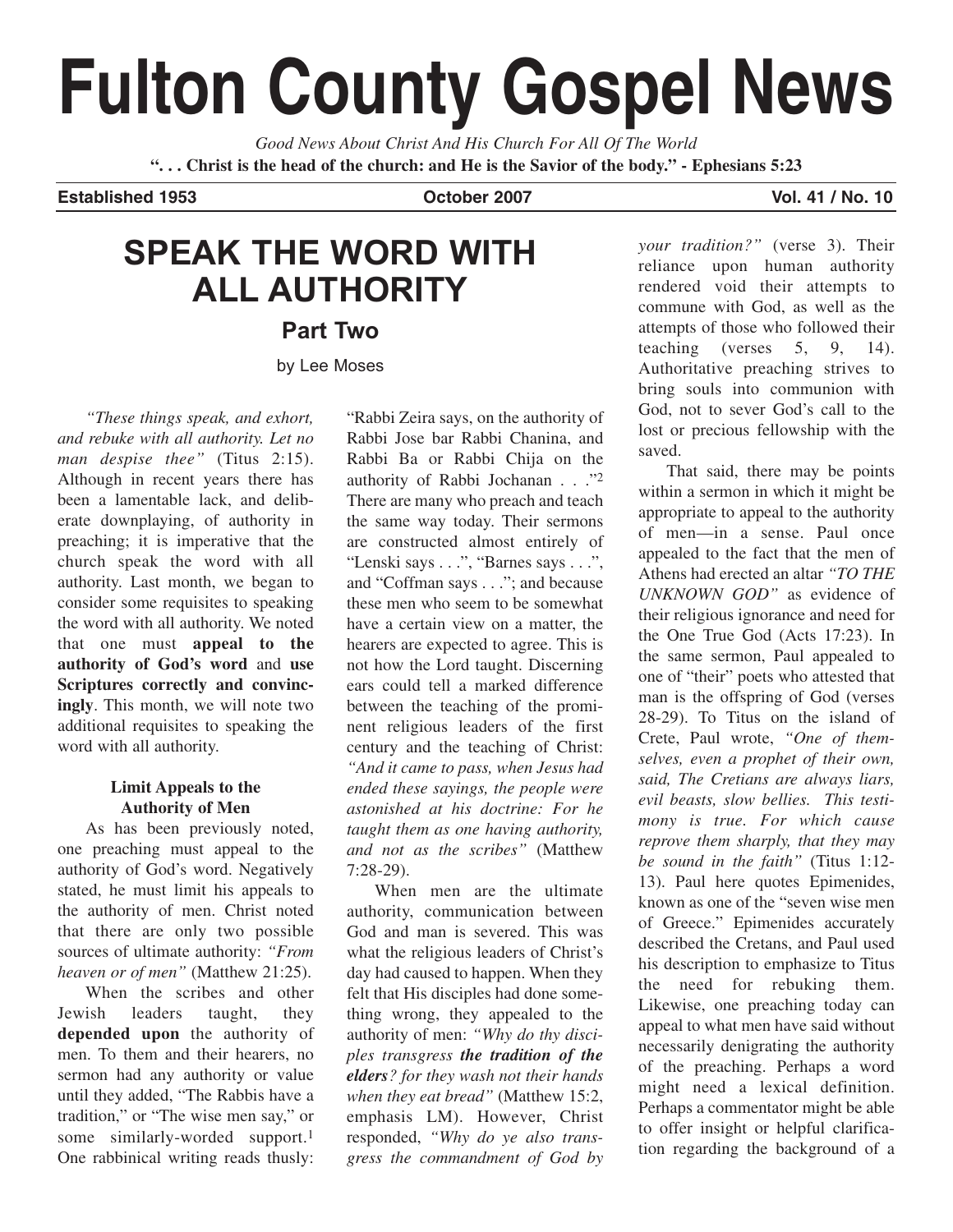# Fulton County Gospel News

*Good News About Christ And His Church For All Of The World*

**". . . Christ is the head of the church: and He is the Savior of the body." - Ephesians 5:23**

**Established 1953** **October 2007** **Vol. 41 / No. 10**

## SPEAK THE WORD WITH ALL AUTHORITY

### Part Two

by Lee Moses

*"These things speak, and exhort, and rebuke with all authority. Let no man despise thee"* (Titus 2:15). Although in recent years there has been a lamentable lack, and deliberate downplaying, of authority in preaching; it is imperative that the church speak the word with all authority. Last month, we began to consider some requisites to speaking the word with all authority. We noted that one must **appeal to the authority of God's word** and **use Scriptures correctly and convincingly**. This month, we will note two additional requisites to speaking the word with all authority.

#### Limit Appeals to the Authority of Men

As has been previously noted, one preaching must appeal to the authority of God's word. Negatively stated, he must limit his appeals to the authority of men. Christ noted that there are only two possible sources of ultimate authority: *"From heaven or of men"* (Matthew 21:25).

When the scribes and other Jewish leaders taught, they **depended upon** the authority of men. To them and their hearers, no sermon had any authority or value until they added, "The Rabbis have a tradition," or "The wise men say," or some similarly-worded support.[1] One rabbinical writing reads thusly: "Rabbi Zeira says, on the authority of Rabbi Jose bar Rabbi Chanina, and Rabbi Ba or Rabbi Chija on the authority of Rabbi Jochanan . . ."[2] There are many who preach and teach the same way today. Their sermons are constructed almost entirely of "Lenski says . . .", "Barnes says . . .", and "Coffman says . . ."; and because these men who seem to be somewhat have a certain view on a matter, the hearers are expected to agree. This is not how the Lord taught. Discerning ears could tell a marked difference between the teaching of the prominent religious leaders of the first century and the teaching of Christ: *"And it came to pass, when Jesus had ended these sayings, the people were astonished at his doctrine: For he taught them as one having authority, and not as the scribes"* (Matthew 7:28-29).

When men are the ultimate authority, communication between God and man is severed. This was what the religious leaders of Christ's day had caused to happen. When they felt that His disciples had done something wrong, they appealed to the authority of men: *"Why do thy disciples transgress **the tradition of the elders**? for they wash not their hands when they eat bread"* (Matthew 15:2, emphasis LM). However, Christ responded, *"Why do ye also transgress the commandment of God by your tradition?"* (verse 3). Their reliance upon human authority rendered void their attempts to commune with God, as well as the attempts of those who followed their teaching (verses 5, 9, 14). Authoritative preaching strives to bring souls into communion with God, not to sever God's call to the lost or precious fellowship with the saved.

That said, there may be points within a sermon in which it might be appropriate to appeal to the authority of men—in a sense. Paul once appealed to the fact that the men of Athens had erected an altar *"TO THE UNKNOWN GOD"* as evidence of their religious ignorance and need for the One True God (Acts 17:23). In the same sermon, Paul appealed to one of "their" poets who attested that man is the offspring of God (verses 28-29). To Titus on the island of Crete, Paul wrote, *"One of themselves, even a prophet of their own, said, The Cretians are always liars, evil beasts, slow bellies. This testimony is true. For which cause reprove them sharply, that they may be sound in the faith"* (Titus 1:12-13). Paul here quotes Epimenides, known as one of the "seven wise men of Greece." Epimenides accurately described the Cretans, and Paul used his description to emphasize to Titus the need for rebuking them. Likewise, one preaching today can appeal to what men have said without necessarily denigrating the authority of the preaching. Perhaps a word might need a lexical definition. Perhaps a commentator might be able to offer insight or helpful clarification regarding the background of a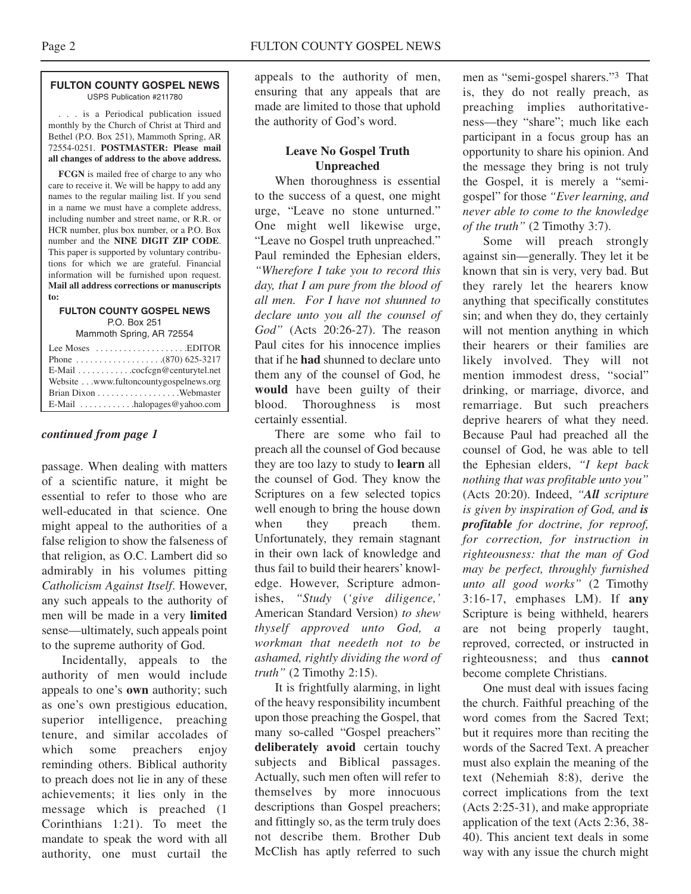**FULTON COUNTY GOSPEL NEWS**
USPS Publication #211780

. . . is a Periodical publication issued monthly by the Church of Christ at Third and Bethel (P.O. Box 251), Mammoth Spring, AR 72554-0251. **POSTMASTER: Please mail all changes of address to the above address.**

**FCGN** is mailed free of charge to any who care to receive it. We will be happy to add any names to the regular mailing list. If you send in a name we must have a complete address, including number and street name, or R.R. or HCR number, plus box number, or a P.O. Box number and the **NINE DIGIT ZIP CODE**. This paper is supported by voluntary contributions for which we are grateful. Financial information will be furnished upon request. **Mail all address corrections or manuscripts to:**

**FULTON COUNTY GOSPEL NEWS**
P.O. Box 251
Mammoth Spring, AR 72554

Lee Moses . . . . . . . . . . . . . . . . . . . .EDITOR
Phone . . . . . . . . . . . . . . . . . . .(870) 625-3217
E-Mail . . . . . . . . . . . .cocfcgn@centurytel.net
Website . . .www.fultoncountygospelnews.org
Brian Dixon . . . . . . . . . . . . . . . . . .Webmaster
E-Mail . . . . . . . . . . . .halopages@yahoo.com

***continued from page 1***

passage. When dealing with matters of a scientific nature, it might be essential to refer to those who are well-educated in that science. One might appeal to the authorities of a false religion to show the falseness of that religion, as O.C. Lambert did so admirably in his volumes pitting *Catholicism Against Itself*. However, any such appeals to the authority of men will be made in a very **limited** sense—ultimately, such appeals point to the supreme authority of God.

Incidentally, appeals to the authority of men would include appeals to one's **own** authority; such as one's own prestigious education, superior intelligence, preaching tenure, and similar accolades of which some preachers enjoy reminding others. Biblical authority to preach does not lie in any of these achievements; it lies only in the message which is preached (1 Corinthians 1:21). To meet the mandate to speak the word with all authority, one must curtail the appeals to the authority of men, ensuring that any appeals that are made are limited to those that uphold the authority of God's word.

### Leave No Gospel Truth Unpreached

When thoroughness is essential to the success of a quest, one might urge, "Leave no stone unturned." One might well likewise urge, "Leave no Gospel truth unpreached." Paul reminded the Ephesian elders, *"Wherefore I take you to record this day, that I am pure from the blood of all men. For I have not shunned to declare unto you all the counsel of God"* (Acts 20:26-27). The reason Paul cites for his innocence implies that if he **had** shunned to declare unto them any of the counsel of God, he **would** have been guilty of their blood. Thoroughness is most certainly essential.

There are some who fail to preach all the counsel of God because they are too lazy to study to **learn** all the counsel of God. They know the Scriptures on a few selected topics well enough to bring the house down when they preach them. Unfortunately, they remain stagnant in their own lack of knowledge and thus fail to build their hearers' knowledge. However, Scripture admonishes, *"Study* (*'give diligence,'* American Standard Version) *to shew thyself approved unto God, a workman that needeth not to be ashamed, rightly dividing the word of truth"* (2 Timothy 2:15).

It is frightfully alarming, in light of the heavy responsibility incumbent upon those preaching the Gospel, that many so-called "Gospel preachers" **deliberately avoid** certain touchy subjects and Biblical passages. Actually, such men often will refer to themselves by more innocuous descriptions than Gospel preachers; and fittingly so, as the term truly does not describe them. Brother Dub McClish has aptly referred to such men as "semi-gospel sharers."[3] That is, they do not really preach, as preaching implies authoritativeness—they "share"; much like each participant in a focus group has an opportunity to share his opinion. And the message they bring is not truly the Gospel, it is merely a "semi-gospel" for those *"Ever learning, and never able to come to the knowledge of the truth"* (2 Timothy 3:7).

Some will preach strongly against sin—generally. They let it be known that sin is very, very bad. But they rarely let the hearers know anything that specifically constitutes sin; and when they do, they certainly will not mention anything in which their hearers or their families are likely involved. They will not mention immodest dress, "social" drinking, or marriage, divorce, and remarriage. But such preachers deprive hearers of what they need. Because Paul had preached all the counsel of God, he was able to tell the Ephesian elders, *"I kept back nothing that was profitable unto you"* (Acts 20:20). Indeed, *"**All** scripture is given by inspiration of God, and **is profitable** for doctrine, for reproof, for correction, for instruction in righteousness: that the man of God may be perfect, throughly furnished unto all good works"* (2 Timothy 3:16-17, emphases LM). If **any** Scripture is being withheld, hearers are not being properly taught, reproved, corrected, or instructed in righteousness; and thus **cannot** become complete Christians.

One must deal with issues facing the church. Faithful preaching of the word comes from the Sacred Text; but it requires more than reciting the words of the Sacred Text. A preacher must also explain the meaning of the text (Nehemiah 8:8), derive the correct implications from the text (Acts 2:25-31), and make appropriate application of the text (Acts 2:36, 38-40). This ancient text deals in some way with any issue the church might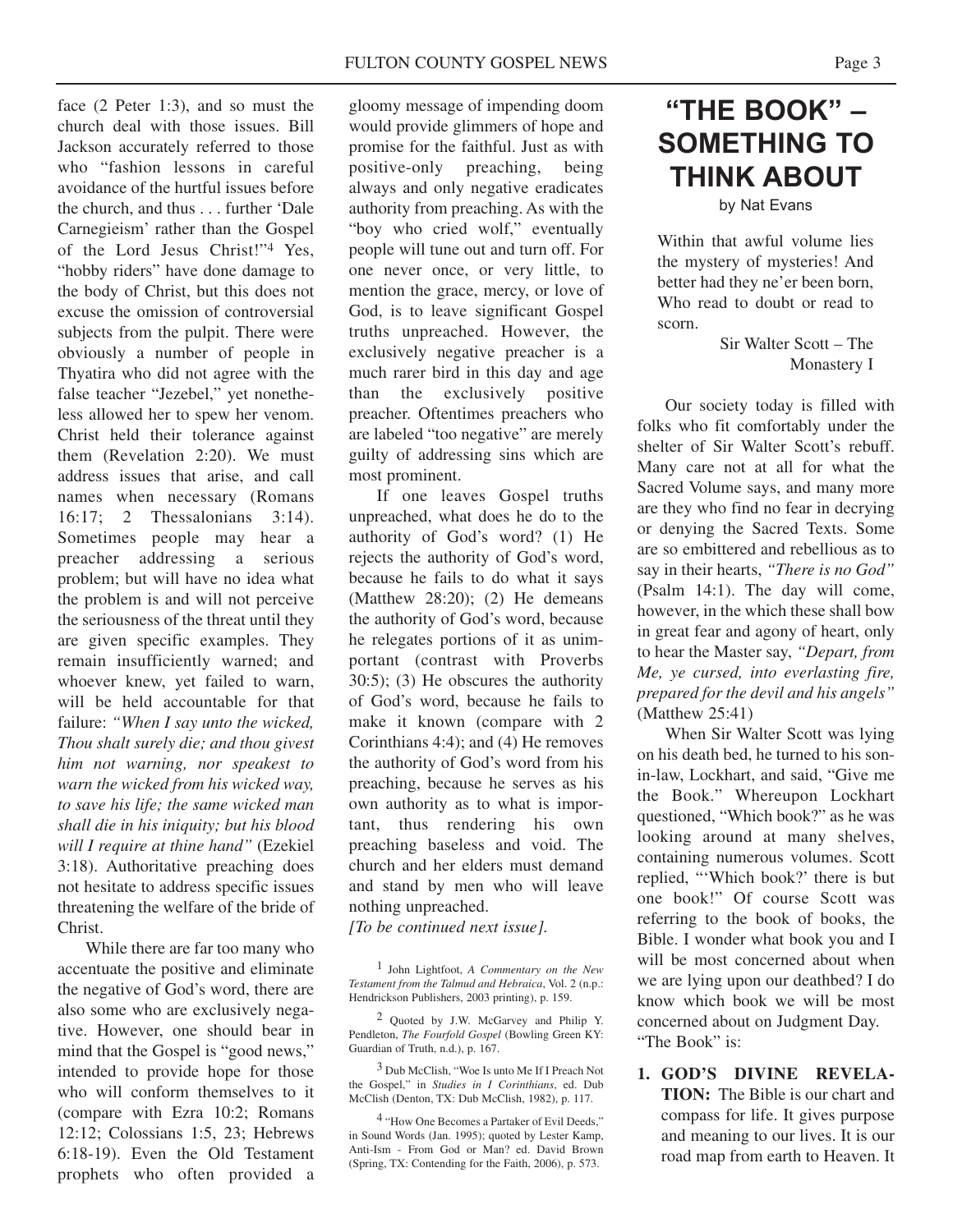face (2 Peter 1:3), and so must the church deal with those issues. Bill Jackson accurately referred to those who "fashion lessons in careful avoidance of the hurtful issues before the church, and thus . . . further 'Dale Carnegieism' rather than the Gospel of the Lord Jesus Christ!"[4] Yes, "hobby riders" have done damage to the body of Christ, but this does not excuse the omission of controversial subjects from the pulpit. There were obviously a number of people in Thyatira who did not agree with the false teacher "Jezebel," yet nonetheless allowed her to spew her venom. Christ held their tolerance against them (Revelation 2:20). We must address issues that arise, and call names when necessary (Romans 16:17; 2 Thessalonians 3:14). Sometimes people may hear a preacher addressing a serious problem; but will have no idea what the problem is and will not perceive the seriousness of the threat until they are given specific examples. They remain insufficiently warned; and whoever knew, yet failed to warn, will be held accountable for that failure: *"When I say unto the wicked, Thou shalt surely die; and thou givest him not warning, nor speakest to warn the wicked from his wicked way, to save his life; the same wicked man shall die in his iniquity; but his blood will I require at thine hand"* (Ezekiel 3:18). Authoritative preaching does not hesitate to address specific issues threatening the welfare of the bride of Christ.

While there are far too many who accentuate the positive and eliminate the negative of God's word, there are also some who are exclusively negative. However, one should bear in mind that the Gospel is "good news," intended to provide hope for those who will conform themselves to it (compare with Ezra 10:2; Romans 12:12; Colossians 1:5, 23; Hebrews 6:18-19). Even the Old Testament prophets who often provided a gloomy message of impending doom would provide glimmers of hope and promise for the faithful. Just as with positive-only preaching, being always and only negative eradicates authority from preaching. As with the "boy who cried wolf," eventually people will tune out and turn off. For one never once, or very little, to mention the grace, mercy, or love of God, is to leave significant Gospel truths unpreached. However, the exclusively negative preacher is a much rarer bird in this day and age than the exclusively positive preacher. Oftentimes preachers who are labeled "too negative" are merely guilty of addressing sins which are most prominent.

If one leaves Gospel truths unpreached, what does he do to the authority of God's word? (1) He rejects the authority of God's word, because he fails to do what it says (Matthew 28:20); (2) He demeans the authority of God's word, because he relegates portions of it as unimportant (contrast with Proverbs 30:5); (3) He obscures the authority of God's word, because he fails to make it known (compare with 2 Corinthians 4:4); and (4) He removes the authority of God's word from his preaching, because he serves as his own authority as to what is important, thus rendering his own preaching baseless and void. The church and her elders must demand and stand by men who will leave nothing unpreached.

*[To be continued next issue].*

[1] John Lightfoot, *A Commentary on the New Testament from the Talmud and Hebraica*, Vol. 2 (n.p.: Hendrickson Publishers, 2003 printing), p. 159.

[2] Quoted by J.W. McGarvey and Philip Y. Pendleton, *The Fourfold Gospel* (Bowling Green KY: Guardian of Truth, n.d.), p. 167.

[3] Dub McClish, "Woe Is unto Me If I Preach Not the Gospel," in *Studies in I Corinthians*, ed. Dub McClish (Denton, TX: Dub McClish, 1982), p. 117.

[4] "How One Becomes a Partaker of Evil Deeds," in Sound Words (Jan. 1995); quoted by Lester Kamp, Anti-Ism - From God or Man? ed. David Brown (Spring, TX: Contending for the Faith, 2006), p. 573.

# "THE BOOK" – SOMETHING TO THINK ABOUT

by Nat Evans

> Within that awful volume lies the mystery of mysteries! And better had they ne'er been born, Who read to doubt or read to scorn.
>
> Sir Walter Scott – The Monastery I

Our society today is filled with folks who fit comfortably under the shelter of Sir Walter Scott's rebuff. Many care not at all for what the Sacred Volume says, and many more are they who find no fear in decrying or denying the Sacred Texts. Some are so embittered and rebellious as to say in their hearts, *"There is no God"* (Psalm 14:1). The day will come, however, in the which these shall bow in great fear and agony of heart, only to hear the Master say, *"Depart, from Me, ye cursed, into everlasting fire, prepared for the devil and his angels"* (Matthew 25:41)

When Sir Walter Scott was lying on his death bed, he turned to his son-in-law, Lockhart, and said, "Give me the Book." Whereupon Lockhart questioned, "Which book?" as he was looking around at many shelves, containing numerous volumes. Scott replied, "'Which book?' there is but one book!" Of course Scott was referring to the book of books, the Bible. I wonder what book you and I will be most concerned about when we are lying upon our deathbed? I do know which book we will be most concerned about on Judgment Day. "The Book" is:

1. **GOD'S DIVINE REVELATION:** The Bible is our chart and compass for life. It gives purpose and meaning to our lives. It is our road map from earth to Heaven. It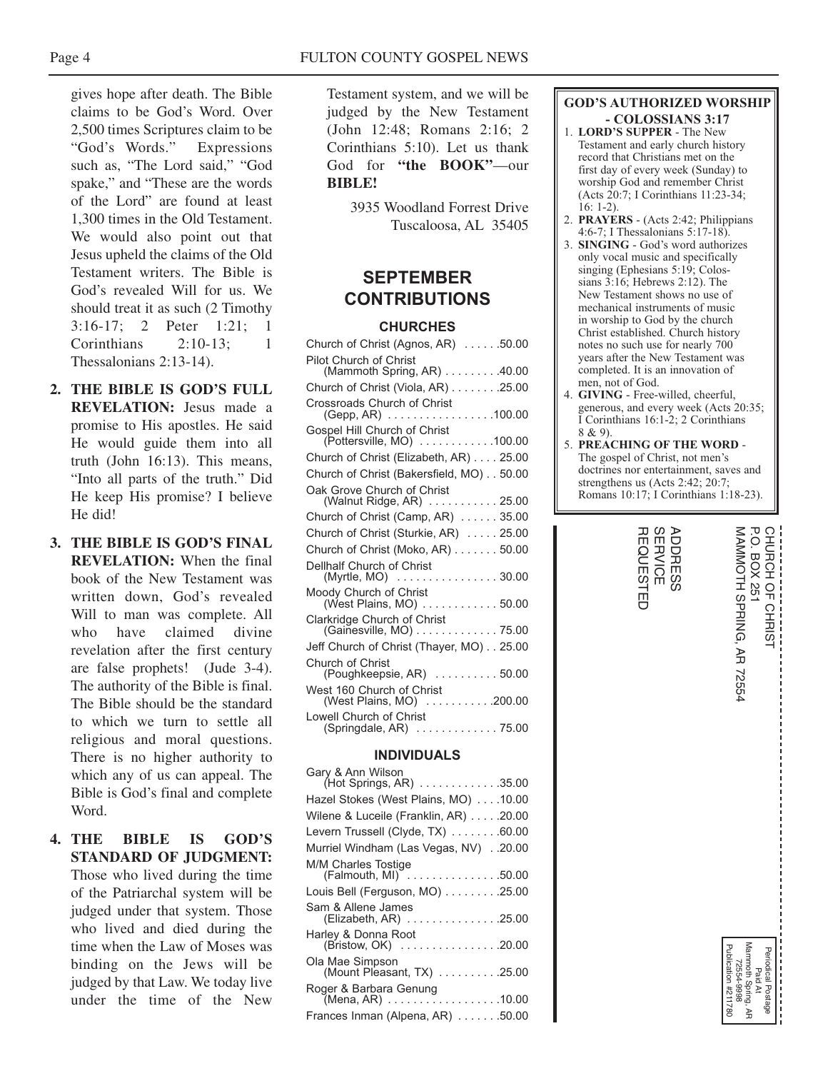gives hope after death. The Bible claims to be God's Word. Over 2,500 times Scriptures claim to be "God's Words." Expressions such as, "The Lord said," "God spake," and "These are the words of the Lord" are found at least 1,300 times in the Old Testament. We would also point out that Jesus upheld the claims of the Old Testament writers. The Bible is God's revealed Will for us. We should treat it as such (2 Timothy 3:16-17; 2 Peter 1:21; 1 Corinthians 2:10-13; 1 Thessalonians 2:13-14).

2. **THE BIBLE IS GOD'S FULL REVELATION:** Jesus made a promise to His apostles. He said He would guide them into all truth (John 16:13). This means, "Into all parts of the truth." Did He keep His promise? I believe He did!

3. **THE BIBLE IS GOD'S FINAL REVELATION:** When the final book of the New Testament was written down, God's revealed Will to man was complete. All who have claimed divine revelation after the first century are false prophets! (Jude 3-4). The authority of the Bible is final. The Bible should be the standard to which we turn to settle all religious and moral questions. There is no higher authority to which any of us can appeal. The Bible is God's final and complete Word.

4. **THE BIBLE IS GOD'S STANDARD OF JUDGMENT:** Those who lived during the time of the Patriarchal system will be judged under that system. Those who lived and died during the time when the Law of Moses was binding on the Jews will be judged by that Law. We today live under the time of the New Testament system, and we will be judged by the New Testament (John 12:48; Romans 2:16; 2 Corinthians 5:10). Let us thank God for **"the BOOK"**—our **BIBLE!**

3935 Woodland Forrest Drive
Tuscaloosa, AL 35405

## SEPTEMBER CONTRIBUTIONS

### CHURCHES

| | |
|---|---|
| Church of Christ (Agnos, AR) | 50.00 |
| Pilot Church of Christ (Mammoth Spring, AR) | 40.00 |
| Church of Christ (Viola, AR) | 25.00 |
| Crossroads Church of Christ (Gepp, AR) | 100.00 |
| Gospel Hill Church of Christ (Pottersville, MO) | 100.00 |
| Church of Christ (Elizabeth, AR) | 25.00 |
| Church of Christ (Bakersfield, MO) | 50.00 |
| Oak Grove Church of Christ (Walnut Ridge, AR) | 25.00 |
| Church of Christ (Camp, AR) | 35.00 |
| Church of Christ (Sturkie, AR) | 25.00 |
| Church of Christ (Moko, AR) | 50.00 |
| Dellhalf Church of Christ (Myrtle, MO) | 30.00 |
| Moody Church of Christ (West Plains, MO) | 50.00 |
| Clarkridge Church of Christ (Gainesville, MO) | 75.00 |
| Jeff Church of Christ (Thayer, MO) | 25.00 |
| Church of Christ (Poughkeepsie, AR) | 50.00 |
| West 160 Church of Christ (West Plains, MO) | 200.00 |
| Lowell Church of Christ (Springdale, AR) | 75.00 |

### INDIVIDUALS

| | |
|---|---|
| Gary & Ann Wilson (Hot Springs, AR) | 35.00 |
| Hazel Stokes (West Plains, MO) | 10.00 |
| Wilene & Luceile (Franklin, AR) | 20.00 |
| Levern Trussell (Clyde, TX) | 60.00 |
| Murriel Windham (Las Vegas, NV) | 20.00 |
| M/M Charles Tostige (Falmouth, MI) | 50.00 |
| Louis Bell (Ferguson, MO) | 25.00 |
| Sam & Allene James (Elizabeth, AR) | 25.00 |
| Harley & Donna Root (Bristow, OK) | 20.00 |
| Ola Mae Simpson (Mount Pleasant, TX) | 25.00 |
| Roger & Barbara Genung (Mena, AR) | 10.00 |
| Frances Inman (Alpena, AR) | 50.00 |

### GOD'S AUTHORIZED WORSHIP - COLOSSIANS 3:17

1. **LORD'S SUPPER** - The New Testament and early church history record that Christians met on the first day of every week (Sunday) to worship God and remember Christ (Acts 20:7; I Corinthians 11:23-34; 16: 1-2).
2. **PRAYERS** - (Acts 2:42; Philippians 4:6-7; I Thessalonians 5:17-18).
3. **SINGING** - God's word authorizes only vocal music and specifically singing (Ephesians 5:19; Colossians 3:16; Hebrews 2:12). The New Testament shows no use of mechanical instruments of music in worship to God by the church Christ established. Church history notes no such use for nearly 700 years after the New Testament was completed. It is an innovation of men, not of God.
4. **GIVING** - Free-willed, cheerful, generous, and every week (Acts 20:35; I Corinthians 16:1-2; 2 Corinthians 8 & 9).
5. **PREACHING OF THE WORD** - The gospel of Christ, not men's doctrines nor entertainment, saves and strengthens us (Acts 2:42; 20:7; Romans 10:17; I Corinthians 1:18-23).

CHURCH OF CHRIST
P.O. BOX 251
MAMMOTH SPRING, AR 72554

ADDRESS
SERVICE
REQUESTED

Periodical Postage
Paid At
Mammoth Spring, AR
72554-9998
Publication #211780